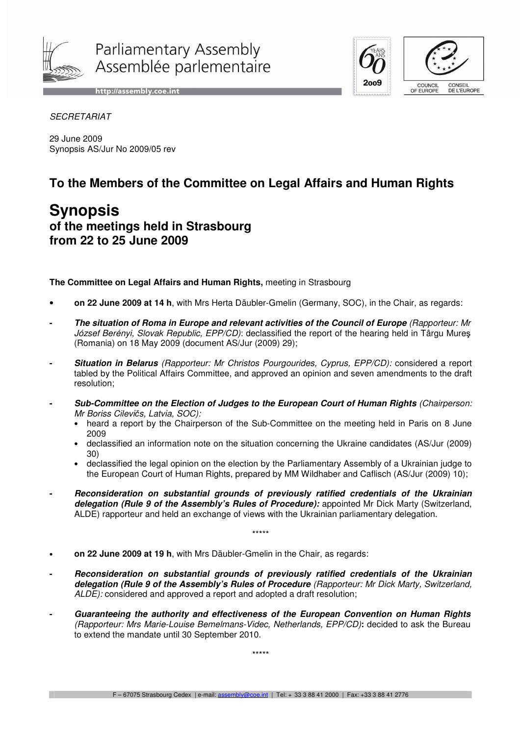Parliamentary Assembly
Assemblée parlementaire

http://assembly.coe.int

*SECRETARIAT*

29 June 2009
Synopsis AS/Jur No 2009/05 rev

## To the Members of the Committee on Legal Affairs and Human Rights

# Synopsis
## of the meetings held in Strasbourg from 22 to 25 June 2009

**The Committee on Legal Affairs and Human Rights,** meeting in Strasbourg

- **on 22 June 2009 at 14 h**, with Mrs Herta Däubler-Gmelin (Germany, SOC), in the Chair, as regards:

- ***The situation of Roma in Europe and relevant activities of the Council of Europe*** *(Rapporteur: Mr József Berényi, Slovak Republic, EPP/CD)*: declassified the report of the hearing held in Târgu Mureş (Romania) on 18 May 2009 (document AS/Jur (2009) 29);

- ***Situation in Belarus*** *(Rapporteur: Mr Christos Pourgourides, Cyprus, EPP/CD):* considered a report tabled by the Political Affairs Committee, and approved an opinion and seven amendments to the draft resolution;

- ***Sub-Committee on the Election of Judges to the European Court of Human Rights*** *(Chairperson: Mr Boriss Cilevičs, Latvia, SOC):*
  - heard a report by the Chairperson of the Sub-Committee on the meeting held in Paris on 8 June 2009
  - declassified an information note on the situation concerning the Ukraine candidates (AS/Jur (2009) 30)
  - declassified the legal opinion on the election by the Parliamentary Assembly of a Ukrainian judge to the European Court of Human Rights, prepared by MM Wildhaber and Caflisch (AS/Jur (2009) 10);

- ***Reconsideration on substantial grounds of previously ratified credentials of the Ukrainian delegation (Rule 9 of the Assembly's Rules of Procedure):*** appointed Mr Dick Marty (Switzerland, ALDE) rapporteur and held an exchange of views with the Ukrainian parliamentary delegation.

\*\*\*\*\*

- **on 22 June 2009 at 19 h**, with Mrs Däubler-Gmelin in the Chair, as regards:

- ***Reconsideration on substantial grounds of previously ratified credentials of the Ukrainian delegation (Rule 9 of the Assembly's Rules of Procedure*** *(Rapporteur: Mr Dick Marty, Switzerland, ALDE):* considered and approved a report and adopted a draft resolution;

- ***Guaranteeing the authority and effectiveness of the European Convention on Human Rights*** *(Rapporteur: Mrs Marie-Louise Bemelmans-Videc, Netherlands, EPP/CD)***:** decided to ask the Bureau to extend the mandate until 30 September 2010.

\*\*\*\*\*

F – 67075 Strasbourg Cedex | e-mail: assembly@coe.int | Tel: + 33 3 88 41 2000 | Fax: +33 3 88 41 2776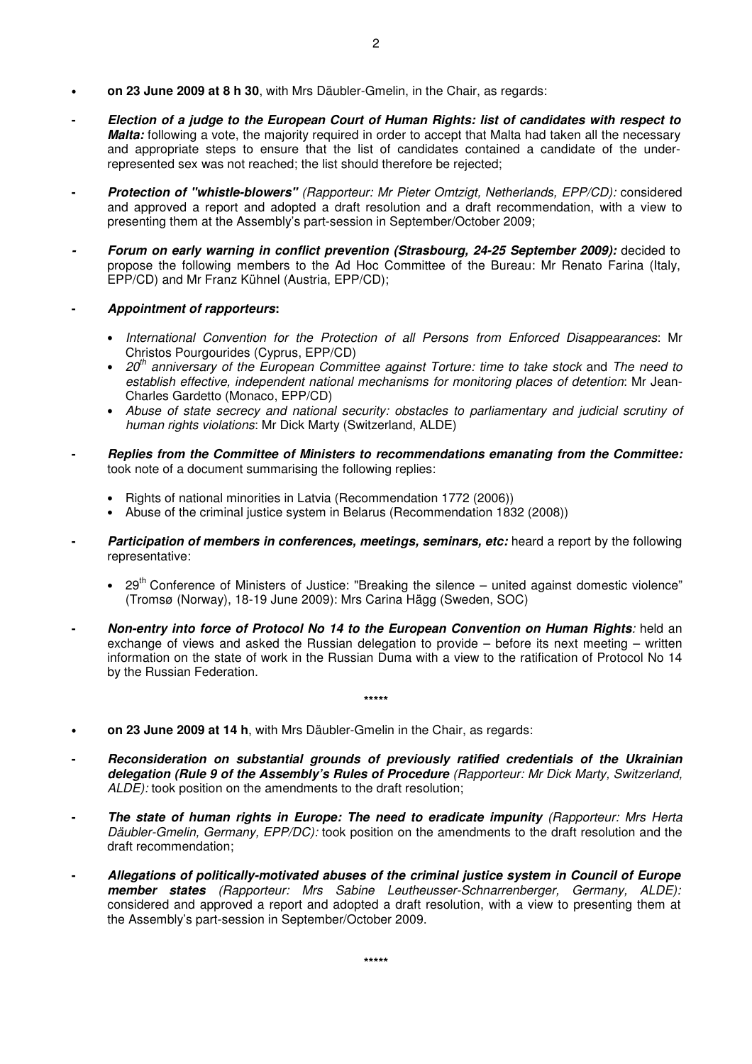- **on 23 June 2009 at 8 h 30**, with Mrs Däubler-Gmelin, in the Chair, as regards:

- ***Election of a judge to the European Court of Human Rights: list of candidates with respect to Malta:*** following a vote, the majority required in order to accept that Malta had taken all the necessary and appropriate steps to ensure that the list of candidates contained a candidate of the under-represented sex was not reached; the list should therefore be rejected;

- ***Protection of "whistle-blowers"*** *(Rapporteur: Mr Pieter Omtzigt, Netherlands, EPP/CD):* considered and approved a report and adopted a draft resolution and a draft recommendation, with a view to presenting them at the Assembly's part-session in September/October 2009;

- ***Forum on early warning in conflict prevention (Strasbourg, 24-25 September 2009):*** decided to propose the following members to the Ad Hoc Committee of the Bureau: Mr Renato Farina (Italy, EPP/CD) and Mr Franz Kühnel (Austria, EPP/CD);

- ***Appointment of rapporteurs*:**

  - *International Convention for the Protection of all Persons from Enforced Disappearances*: Mr Christos Pourgourides (Cyprus, EPP/CD)
  - *20th anniversary of the European Committee against Torture: time to take stock* and *The need to establish effective, independent national mechanisms for monitoring places of detention*: Mr Jean-Charles Gardetto (Monaco, EPP/CD)
  - *Abuse of state secrecy and national security: obstacles to parliamentary and judicial scrutiny of human rights violations*: Mr Dick Marty (Switzerland, ALDE)

- ***Replies from the Committee of Ministers to recommendations emanating from the Committee:*** took note of a document summarising the following replies:

  - Rights of national minorities in Latvia (Recommendation 1772 (2006))
  - Abuse of the criminal justice system in Belarus (Recommendation 1832 (2008))

- ***Participation of members in conferences, meetings, seminars, etc:*** heard a report by the following representative:

  - 29th Conference of Ministers of Justice: "Breaking the silence – united against domestic violence" (Tromsø (Norway), 18-19 June 2009): Mrs Carina Hägg (Sweden, SOC)

- ***Non-entry into force of Protocol No 14 to the European Convention on Human Rights****:* held an exchange of views and asked the Russian delegation to provide – before its next meeting – written information on the state of work in the Russian Duma with a view to the ratification of Protocol No 14 by the Russian Federation.

\*\*\*\*\*

- **on 23 June 2009 at 14 h**, with Mrs Däubler-Gmelin in the Chair, as regards:

- ***Reconsideration on substantial grounds of previously ratified credentials of the Ukrainian delegation (Rule 9 of the Assembly's Rules of Procedure*** *(Rapporteur: Mr Dick Marty, Switzerland, ALDE):* took position on the amendments to the draft resolution;

- ***The state of human rights in Europe: The need to eradicate impunity*** *(Rapporteur: Mrs Herta Däubler-Gmelin, Germany, EPP/DC):* took position on the amendments to the draft resolution and the draft recommendation;

- ***Allegations of politically-motivated abuses of the criminal justice system in Council of Europe member states*** *(Rapporteur: Mrs Sabine Leutheusser-Schnarrenberger, Germany, ALDE):* considered and approved a report and adopted a draft resolution, with a view to presenting them at the Assembly's part-session in September/October 2009.

\*\*\*\*\*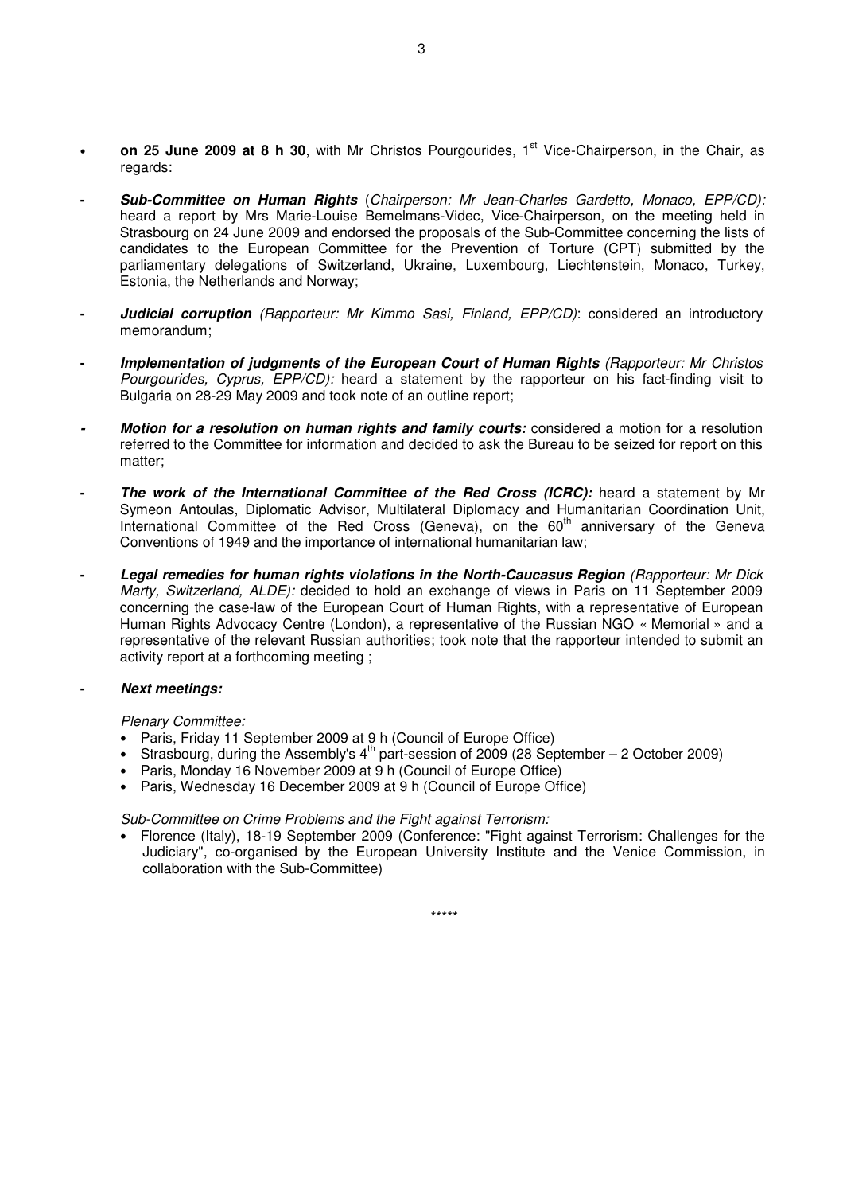- **on 25 June 2009 at 8 h 30**, with Mr Christos Pourgourides, 1st Vice-Chairperson, in the Chair, as regards:

- ***Sub-Committee on Human Rights*** (*Chairperson: Mr Jean-Charles Gardetto, Monaco, EPP/CD):* heard a report by Mrs Marie-Louise Bemelmans-Videc, Vice-Chairperson, on the meeting held in Strasbourg on 24 June 2009 and endorsed the proposals of the Sub-Committee concerning the lists of candidates to the European Committee for the Prevention of Torture (CPT) submitted by the parliamentary delegations of Switzerland, Ukraine, Luxembourg, Liechtenstein, Monaco, Turkey, Estonia, the Netherlands and Norway;

- ***Judicial corruption*** *(Rapporteur: Mr Kimmo Sasi, Finland, EPP/CD)*: considered an introductory memorandum;

- ***Implementation of judgments of the European Court of Human Rights*** *(Rapporteur: Mr Christos Pourgourides, Cyprus, EPP/CD):* heard a statement by the rapporteur on his fact-finding visit to Bulgaria on 28-29 May 2009 and took note of an outline report;

- ***Motion for a resolution on human rights and family courts:*** considered a motion for a resolution referred to the Committee for information and decided to ask the Bureau to be seized for report on this matter;

- ***The work of the International Committee of the Red Cross (ICRC):*** heard a statement by Mr Symeon Antoulas, Diplomatic Advisor, Multilateral Diplomacy and Humanitarian Coordination Unit, International Committee of the Red Cross (Geneva), on the 60th anniversary of the Geneva Conventions of 1949 and the importance of international humanitarian law;

- ***Legal remedies for human rights violations in the North-Caucasus Region*** *(Rapporteur: Mr Dick Marty, Switzerland, ALDE):* decided to hold an exchange of views in Paris on 11 September 2009 concerning the case-law of the European Court of Human Rights, with a representative of European Human Rights Advocacy Centre (London), a representative of the Russian NGO « Memorial » and a representative of the relevant Russian authorities; took note that the rapporteur intended to submit an activity report at a forthcoming meeting ;

- ***Next meetings:***

  *Plenary Committee:*
  - Paris, Friday 11 September 2009 at 9 h (Council of Europe Office)
  - Strasbourg, during the Assembly's 4th part-session of 2009 (28 September – 2 October 2009)
  - Paris, Monday 16 November 2009 at 9 h (Council of Europe Office)
  - Paris, Wednesday 16 December 2009 at 9 h (Council of Europe Office)

  *Sub-Committee on Crime Problems and the Fight against Terrorism:*
  - Florence (Italy), 18-19 September 2009 (Conference: "Fight against Terrorism: Challenges for the Judiciary", co-organised by the European University Institute and the Venice Commission, in collaboration with the Sub-Committee)

\*\*\*\*\*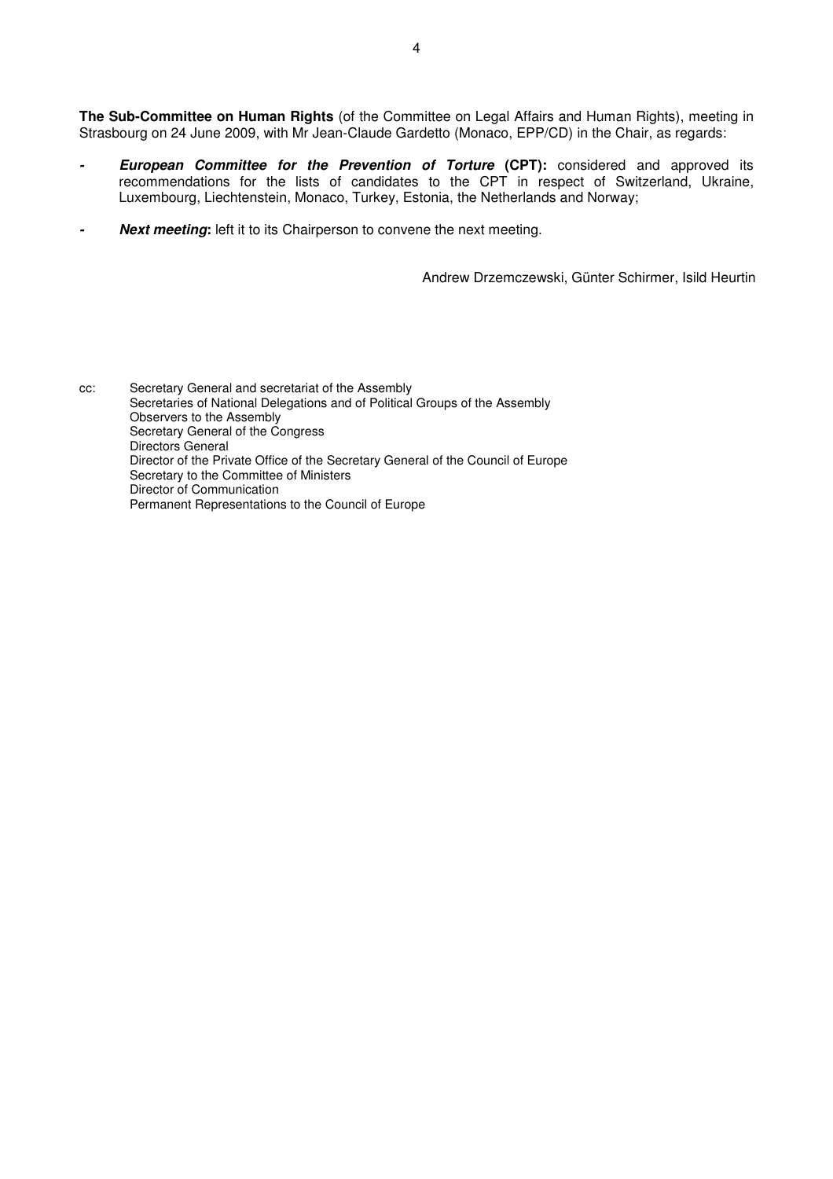**The Sub-Committee on Human Rights** (of the Committee on Legal Affairs and Human Rights), meeting in Strasbourg on 24 June 2009, with Mr Jean-Claude Gardetto (Monaco, EPP/CD) in the Chair, as regards:

- ***European Committee for the Prevention of Torture*** **(CPT):** considered and approved its recommendations for the lists of candidates to the CPT in respect of Switzerland, Ukraine, Luxembourg, Liechtenstein, Monaco, Turkey, Estonia, the Netherlands and Norway;

- ***Next meeting*****:** left it to its Chairperson to convene the next meeting.

Andrew Drzemczewski, Günter Schirmer, Isild Heurtin

cc: Secretary General and secretariat of the Assembly
Secretaries of National Delegations and of Political Groups of the Assembly
Observers to the Assembly
Secretary General of the Congress
Directors General
Director of the Private Office of the Secretary General of the Council of Europe
Secretary to the Committee of Ministers
Director of Communication
Permanent Representations to the Council of Europe